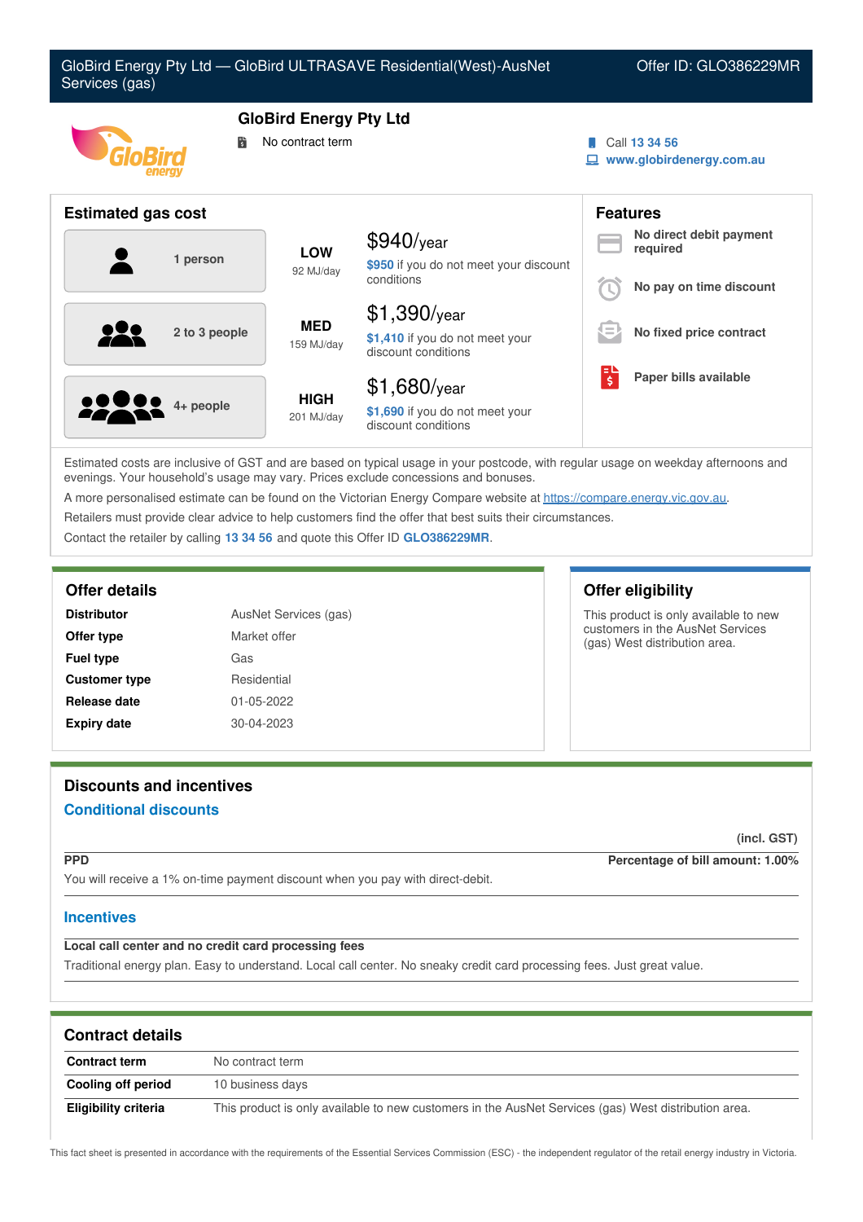# GloBird Energy Pty Ltd — GloBird ULTRASAVE Residential(West)-AusNet Services (gas)

Offer ID: GLO386229MR

## GloBird Energy Pty Ltd

No contract term

Call 13 34 56
www.globirdenergy.com.au

## Estimated gas cost

| Household | Usage | Cost |
|---|---|---|
| 1 person | LOW 92 MJ/day | $940/year — $950 if you do not meet your discount conditions |
| 2 to 3 people | MED 159 MJ/day | $1,390/year — $1,410 if you do not meet your discount conditions |
| 4+ people | HIGH 201 MJ/day | $1,680/year — $1,690 if you do not meet your discount conditions |

## Features

- No direct debit payment required
- No pay on time discount
- No fixed price contract
- Paper bills available

Estimated costs are inclusive of GST and are based on typical usage in your postcode, with regular usage on weekday afternoons and evenings. Your household's usage may vary. Prices exclude concessions and bonuses.

A more personalised estimate can be found on the Victorian Energy Compare website at https://compare.energy.vic.gov.au.

Retailers must provide clear advice to help customers find the offer that best suits their circumstances.

Contact the retailer by calling 13 34 56 and quote this Offer ID GLO386229MR.

## Offer details

| | |
|---|---|
| **Distributor** | AusNet Services (gas) |
| **Offer type** | Market offer |
| **Fuel type** | Gas |
| **Customer type** | Residential |
| **Release date** | 01-05-2022 |
| **Expiry date** | 30-04-2023 |

## Offer eligibility

This product is only available to new customers in the AusNet Services (gas) West distribution area.

## Discounts and incentives

### Conditional discounts

(incl. GST)

**PPD** — Percentage of bill amount: 1.00%

You will receive a 1% on-time payment discount when you pay with direct-debit.

### Incentives

**Local call center and no credit card processing fees**

Traditional energy plan. Easy to understand. Local call center. No sneaky credit card processing fees. Just great value.

## Contract details

| | |
|---|---|
| **Contract term** | No contract term |
| **Cooling off period** | 10 business days |
| **Eligibility criteria** | This product is only available to new customers in the AusNet Services (gas) West distribution area. |

This fact sheet is presented in accordance with the requirements of the Essential Services Commission (ESC) - the independent regulator of the retail energy industry in Victoria.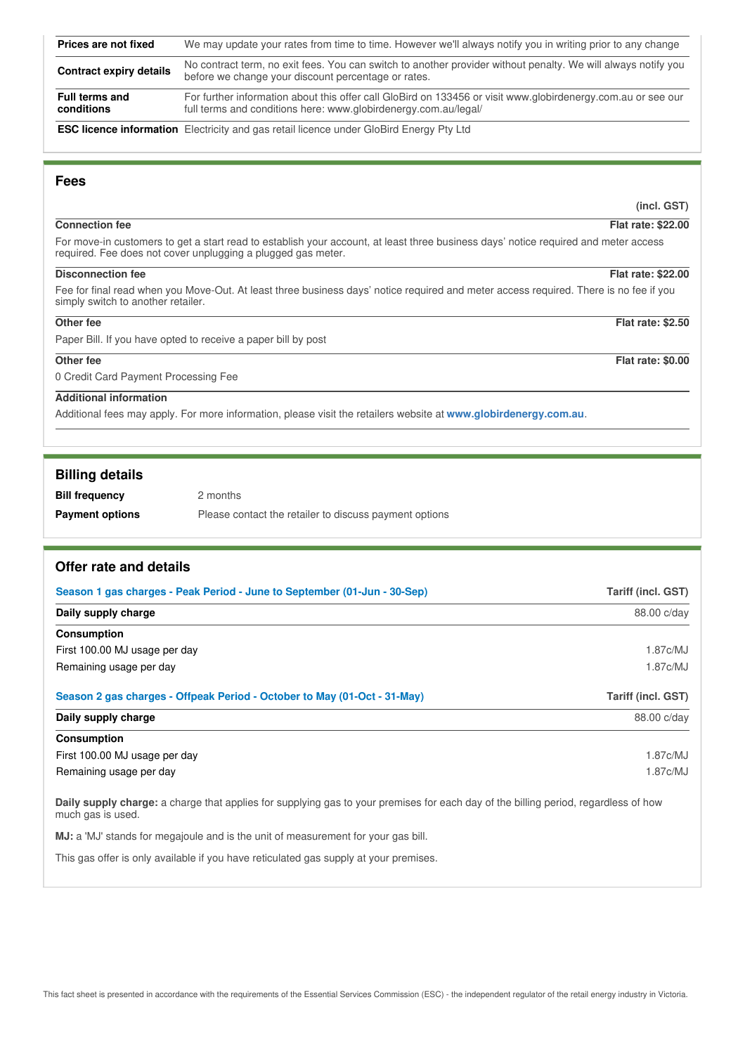| | |
|---|---|
| **Prices are not fixed** | We may update your rates from time to time. However we'll always notify you in writing prior to any change |
| **Contract expiry details** | No contract term, no exit fees. You can switch to another provider without penalty. We will always notify you before we change your discount percentage or rates. |
| **Full terms and conditions** | For further information about this offer call GloBird on 133456 or visit www.globirdenergy.com.au or see our full terms and conditions here: www.globirdenergy.com.au/legal/ |
| **ESC licence information** | Electricity and gas retail licence under GloBird Energy Pty Ltd |

## Fees

| | (incl. GST) |
|---|---|
| **Connection fee** | **Flat rate: $22.00** |

For move-in customers to get a start read to establish your account, at least three business days' notice required and meter access required. Fee does not cover unplugging a plugged gas meter.

| | |
|---|---|
| **Disconnection fee** | **Flat rate: $22.00** |

Fee for final read when you Move-Out. At least three business days' notice required and meter access required. There is no fee if you simply switch to another retailer.

| | |
|---|---|
| **Other fee** | **Flat rate: $2.50** |

Paper Bill. If you have opted to receive a paper bill by post

| | |
|---|---|
| **Other fee** | **Flat rate: $0.00** |

0 Credit Card Payment Processing Fee

**Additional information**

Additional fees may apply. For more information, please visit the retailers website at **www.globirdenergy.com.au**.

## Billing details

| | |
|---|---|
| **Bill frequency** | 2 months |
| **Payment options** | Please contact the retailer to discuss payment options |

## Offer rate and details

| Season 1 gas charges - Peak Period - June to September (01-Jun - 30-Sep) | Tariff (incl. GST) |
|---|---|
| **Daily supply charge** | 88.00 c/day |
| **Consumption** | |
| First 100.00 MJ usage per day | 1.87c/MJ |
| Remaining usage per day | 1.87c/MJ |

| Season 2 gas charges - Offpeak Period - October to May (01-Oct - 31-May) | Tariff (incl. GST) |
|---|---|
| **Daily supply charge** | 88.00 c/day |
| **Consumption** | |
| First 100.00 MJ usage per day | 1.87c/MJ |
| Remaining usage per day | 1.87c/MJ |

**Daily supply charge:** a charge that applies for supplying gas to your premises for each day of the billing period, regardless of how much gas is used.

**MJ:** a 'MJ' stands for megajoule and is the unit of measurement for your gas bill.

This gas offer is only available if you have reticulated gas supply at your premises.

This fact sheet is presented in accordance with the requirements of the Essential Services Commission (ESC) - the independent regulator of the retail energy industry in Victoria.